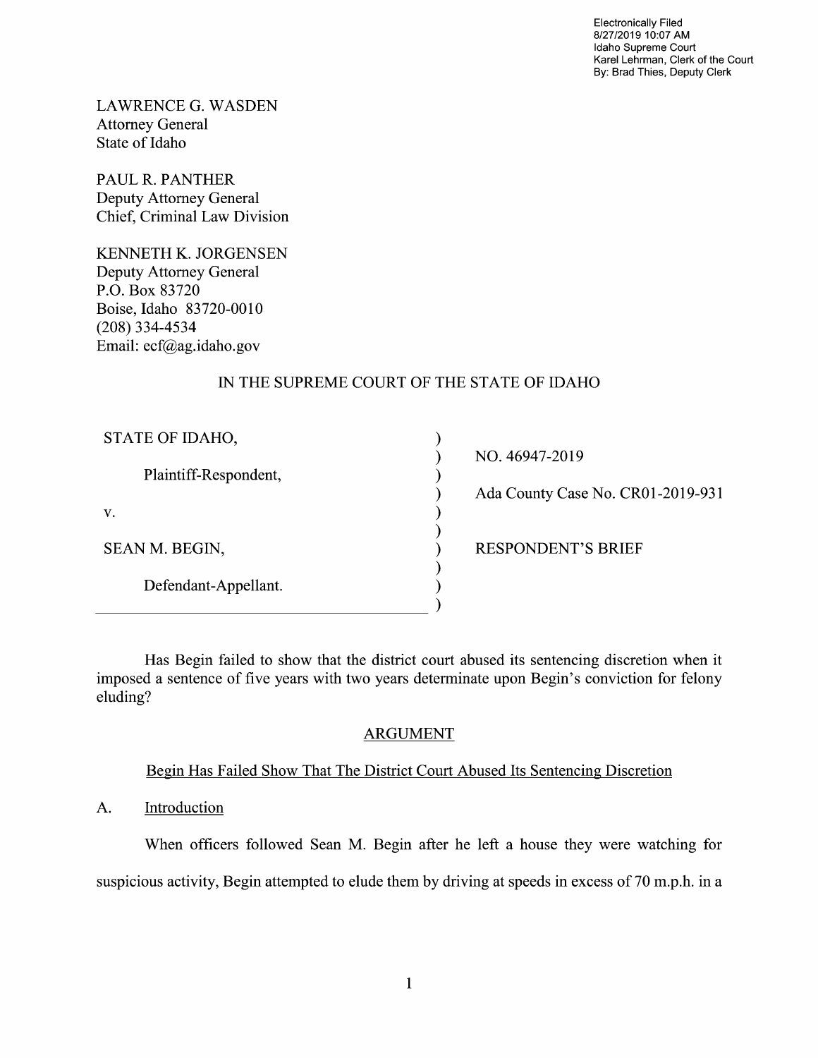Electronically Filed
8/27/2019 10:07 AM
Idaho Supreme Court
Karel Lehrman, Clerk of the Court
By: Brad Thies, Deputy Clerk

LAWRENCE G. WASDEN
Attorney General
State of Idaho

PAUL R. PANTHER
Deputy Attorney General
Chief, Criminal Law Division

KENNETH K. JORGENSEN
Deputy Attorney General
P.O. Box 83720
Boise, Idaho 83720-0010
(208) 334-4534
Email: ecf@ag.idaho.gov

IN THE SUPREME COURT OF THE STATE OF IDAHO

| | | |
|---|---|---|
| STATE OF IDAHO, | ) | NO. 46947-2019 |
| Plaintiff-Respondent, | ) | Ada County Case No. CR01-2019-931 |
| v. | ) | |
| SEAN M. BEGIN, | ) | RESPONDENT'S BRIEF |
| Defendant-Appellant. | ) | |

Has Begin failed to show that the district court abused its sentencing discretion when it imposed a sentence of five years with two years determinate upon Begin's conviction for felony eluding?

## ARGUMENT

### Begin Has Failed Show That The District Court Abused Its Sentencing Discretion

A. Introduction

When officers followed Sean M. Begin after he left a house they were watching for suspicious activity, Begin attempted to elude them by driving at speeds in excess of 70 m.p.h. in a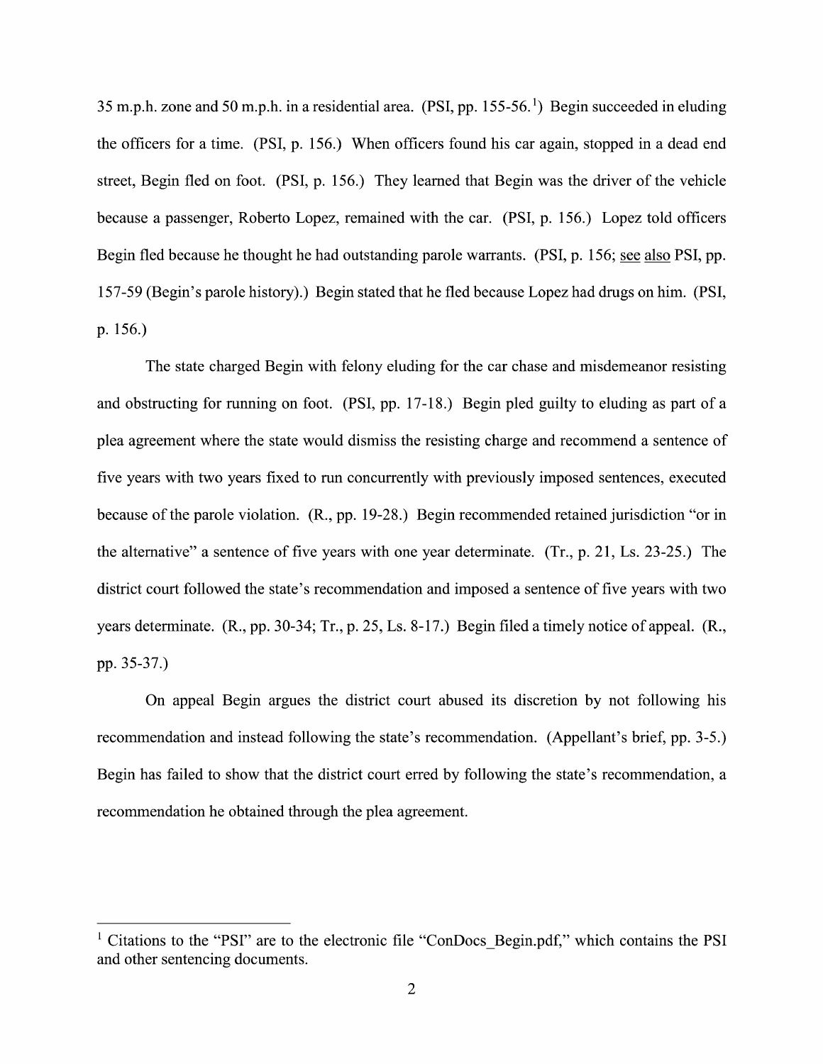35 m.p.h. zone and 50 m.p.h. in a residential area. (PSI, pp. 155-56.[1]) Begin succeeded in eluding the officers for a time. (PSI, p. 156.) When officers found his car again, stopped in a dead end street, Begin fled on foot. (PSI, p. 156.) They learned that Begin was the driver of the vehicle because a passenger, Roberto Lopez, remained with the car. (PSI, p. 156.) Lopez told officers Begin fled because he thought he had outstanding parole warrants. (PSI, p. 156; see also PSI, pp. 157-59 (Begin's parole history).) Begin stated that he fled because Lopez had drugs on him. (PSI, p. 156.)

The state charged Begin with felony eluding for the car chase and misdemeanor resisting and obstructing for running on foot. (PSI, pp. 17-18.) Begin pled guilty to eluding as part of a plea agreement where the state would dismiss the resisting charge and recommend a sentence of five years with two years fixed to run concurrently with previously imposed sentences, executed because of the parole violation. (R., pp. 19-28.) Begin recommended retained jurisdiction "or in the alternative" a sentence of five years with one year determinate. (Tr., p. 21, Ls. 23-25.) The district court followed the state's recommendation and imposed a sentence of five years with two years determinate. (R., pp. 30-34; Tr., p. 25, Ls. 8-17.) Begin filed a timely notice of appeal. (R., pp. 35-37.)

On appeal Begin argues the district court abused its discretion by not following his recommendation and instead following the state's recommendation. (Appellant's brief, pp. 3-5.) Begin has failed to show that the district court erred by following the state's recommendation, a recommendation he obtained through the plea agreement.

---

[1] Citations to the "PSI" are to the electronic file "ConDocs_Begin.pdf," which contains the PSI and other sentencing documents.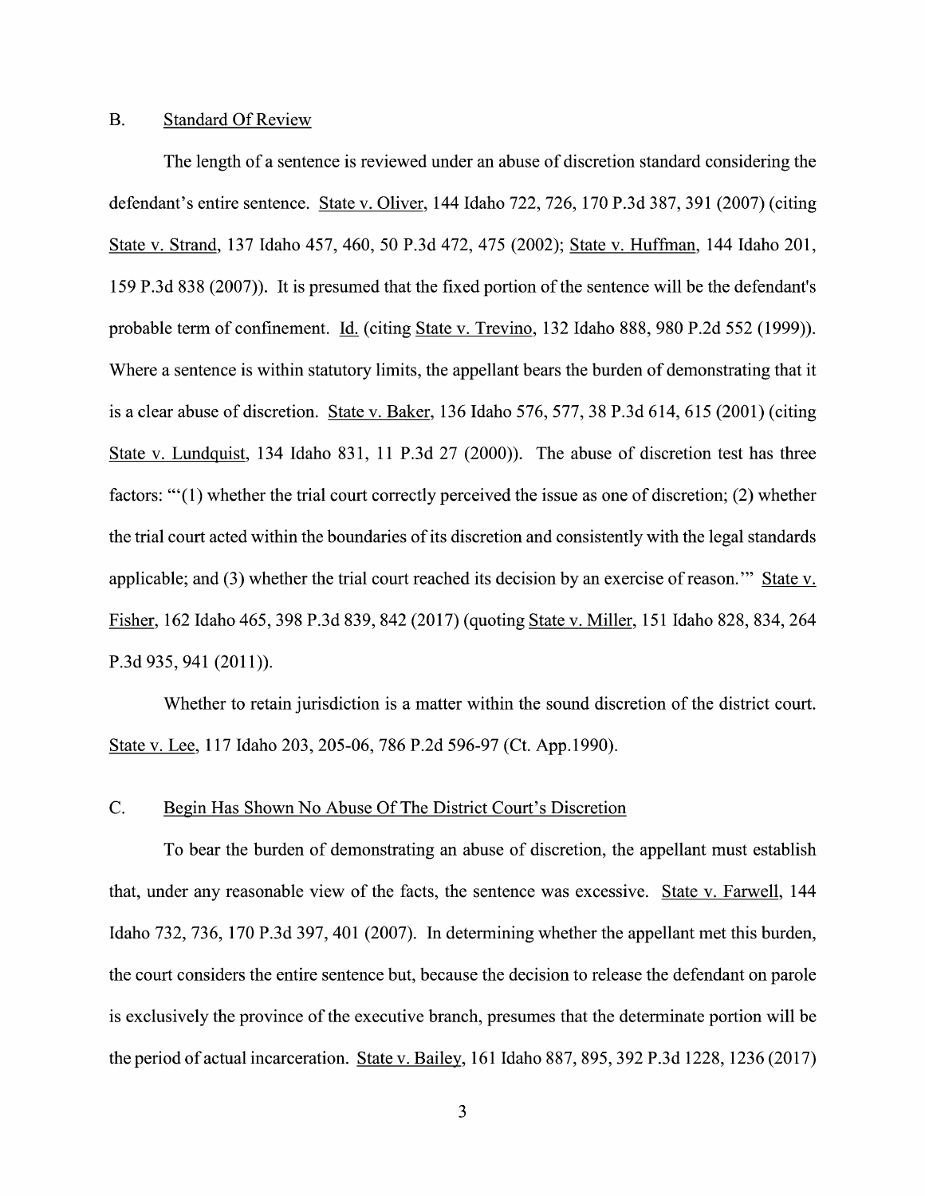### B. Standard Of Review

The length of a sentence is reviewed under an abuse of discretion standard considering the defendant's entire sentence. State v. Oliver, 144 Idaho 722, 726, 170 P.3d 387, 391 (2007) (citing State v. Strand, 137 Idaho 457, 460, 50 P.3d 472, 475 (2002); State v. Huffman, 144 Idaho 201, 159 P.3d 838 (2007)). It is presumed that the fixed portion of the sentence will be the defendant's probable term of confinement. Id. (citing State v. Trevino, 132 Idaho 888, 980 P.2d 552 (1999)). Where a sentence is within statutory limits, the appellant bears the burden of demonstrating that it is a clear abuse of discretion. State v. Baker, 136 Idaho 576, 577, 38 P.3d 614, 615 (2001) (citing State v. Lundquist, 134 Idaho 831, 11 P.3d 27 (2000)). The abuse of discretion test has three factors: "'(1) whether the trial court correctly perceived the issue as one of discretion; (2) whether the trial court acted within the boundaries of its discretion and consistently with the legal standards applicable; and (3) whether the trial court reached its decision by an exercise of reason.'" State v. Fisher, 162 Idaho 465, 398 P.3d 839, 842 (2017) (quoting State v. Miller, 151 Idaho 828, 834, 264 P.3d 935, 941 (2011)).

Whether to retain jurisdiction is a matter within the sound discretion of the district court. State v. Lee, 117 Idaho 203, 205-06, 786 P.2d 596-97 (Ct. App.1990).

### C. Begin Has Shown No Abuse Of The District Court's Discretion

To bear the burden of demonstrating an abuse of discretion, the appellant must establish that, under any reasonable view of the facts, the sentence was excessive. State v. Farwell, 144 Idaho 732, 736, 170 P.3d 397, 401 (2007). In determining whether the appellant met this burden, the court considers the entire sentence but, because the decision to release the defendant on parole is exclusively the province of the executive branch, presumes that the determinate portion will be the period of actual incarceration. State v. Bailey, 161 Idaho 887, 895, 392 P.3d 1228, 1236 (2017)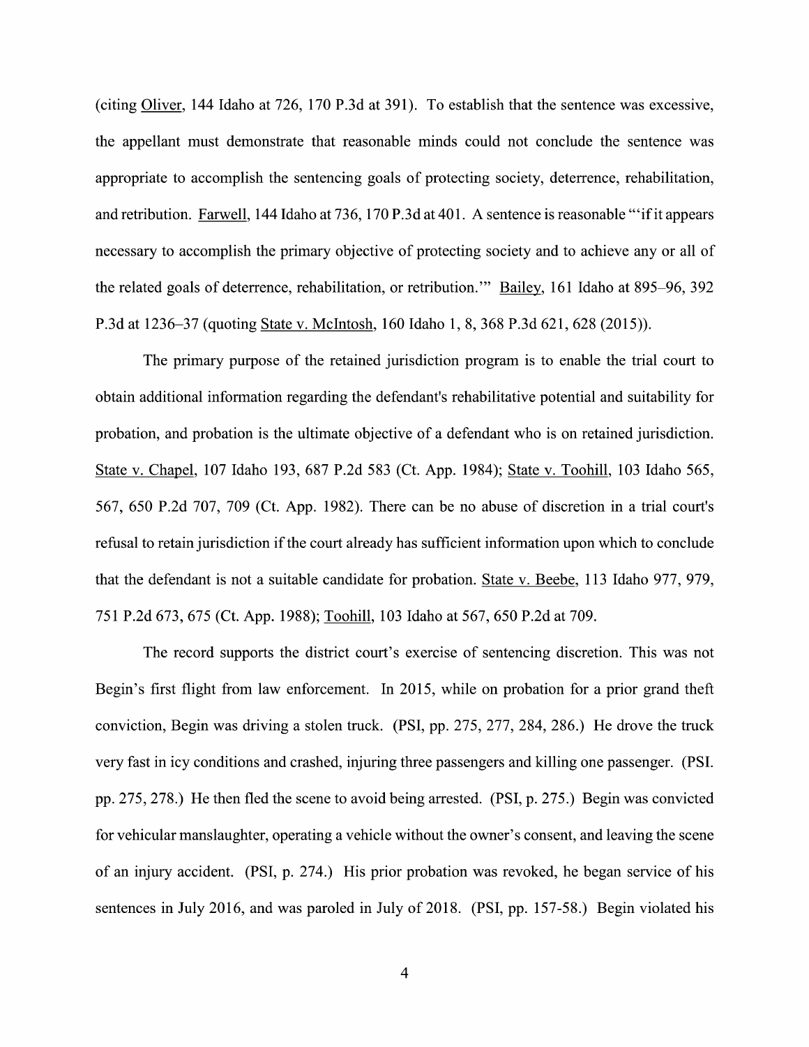(citing Oliver, 144 Idaho at 726, 170 P.3d at 391). To establish that the sentence was excessive, the appellant must demonstrate that reasonable minds could not conclude the sentence was appropriate to accomplish the sentencing goals of protecting society, deterrence, rehabilitation, and retribution. Farwell, 144 Idaho at 736, 170 P.3d at 401. A sentence is reasonable "'if it appears necessary to accomplish the primary objective of protecting society and to achieve any or all of the related goals of deterrence, rehabilitation, or retribution.'" Bailey, 161 Idaho at 895–96, 392 P.3d at 1236–37 (quoting State v. McIntosh, 160 Idaho 1, 8, 368 P.3d 621, 628 (2015)).

The primary purpose of the retained jurisdiction program is to enable the trial court to obtain additional information regarding the defendant's rehabilitative potential and suitability for probation, and probation is the ultimate objective of a defendant who is on retained jurisdiction. State v. Chapel, 107 Idaho 193, 687 P.2d 583 (Ct. App. 1984); State v. Toohill, 103 Idaho 565, 567, 650 P.2d 707, 709 (Ct. App. 1982). There can be no abuse of discretion in a trial court's refusal to retain jurisdiction if the court already has sufficient information upon which to conclude that the defendant is not a suitable candidate for probation. State v. Beebe, 113 Idaho 977, 979, 751 P.2d 673, 675 (Ct. App. 1988); Toohill, 103 Idaho at 567, 650 P.2d at 709.

The record supports the district court's exercise of sentencing discretion. This was not Begin's first flight from law enforcement. In 2015, while on probation for a prior grand theft conviction, Begin was driving a stolen truck. (PSI, pp. 275, 277, 284, 286.) He drove the truck very fast in icy conditions and crashed, injuring three passengers and killing one passenger. (PSI. pp. 275, 278.) He then fled the scene to avoid being arrested. (PSI, p. 275.) Begin was convicted for vehicular manslaughter, operating a vehicle without the owner's consent, and leaving the scene of an injury accident. (PSI, p. 274.) His prior probation was revoked, he began service of his sentences in July 2016, and was paroled in July of 2018. (PSI, pp. 157-58.) Begin violated his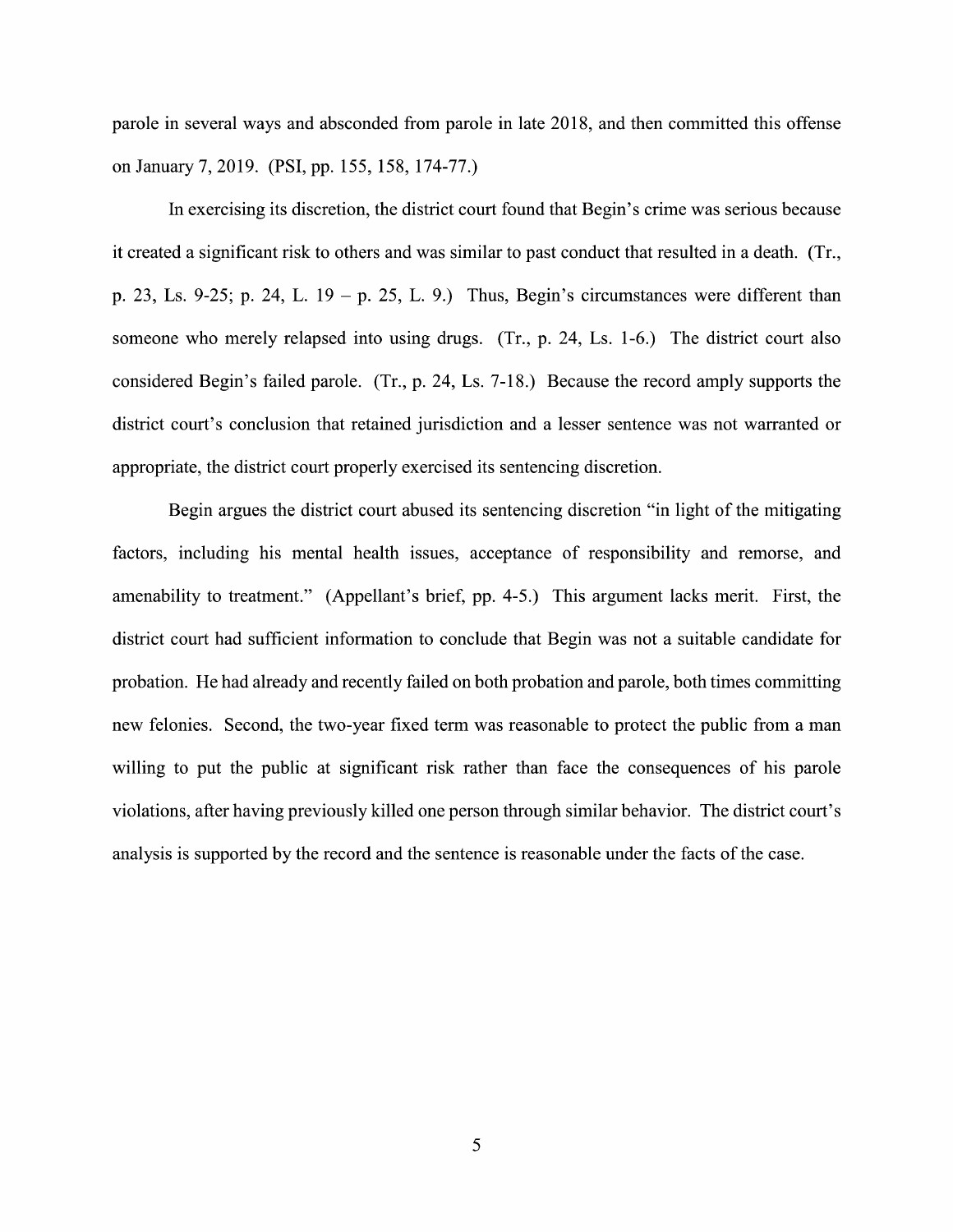parole in several ways and absconded from parole in late 2018, and then committed this offense on January 7, 2019. (PSI, pp. 155, 158, 174-77.)

In exercising its discretion, the district court found that Begin's crime was serious because it created a significant risk to others and was similar to past conduct that resulted in a death. (Tr., p. 23, Ls. 9-25; p. 24, L. 19 – p. 25, L. 9.) Thus, Begin's circumstances were different than someone who merely relapsed into using drugs. (Tr., p. 24, Ls. 1-6.) The district court also considered Begin's failed parole. (Tr., p. 24, Ls. 7-18.) Because the record amply supports the district court's conclusion that retained jurisdiction and a lesser sentence was not warranted or appropriate, the district court properly exercised its sentencing discretion.

Begin argues the district court abused its sentencing discretion "in light of the mitigating factors, including his mental health issues, acceptance of responsibility and remorse, and amenability to treatment." (Appellant's brief, pp. 4-5.) This argument lacks merit. First, the district court had sufficient information to conclude that Begin was not a suitable candidate for probation. He had already and recently failed on both probation and parole, both times committing new felonies. Second, the two-year fixed term was reasonable to protect the public from a man willing to put the public at significant risk rather than face the consequences of his parole violations, after having previously killed one person through similar behavior. The district court's analysis is supported by the record and the sentence is reasonable under the facts of the case.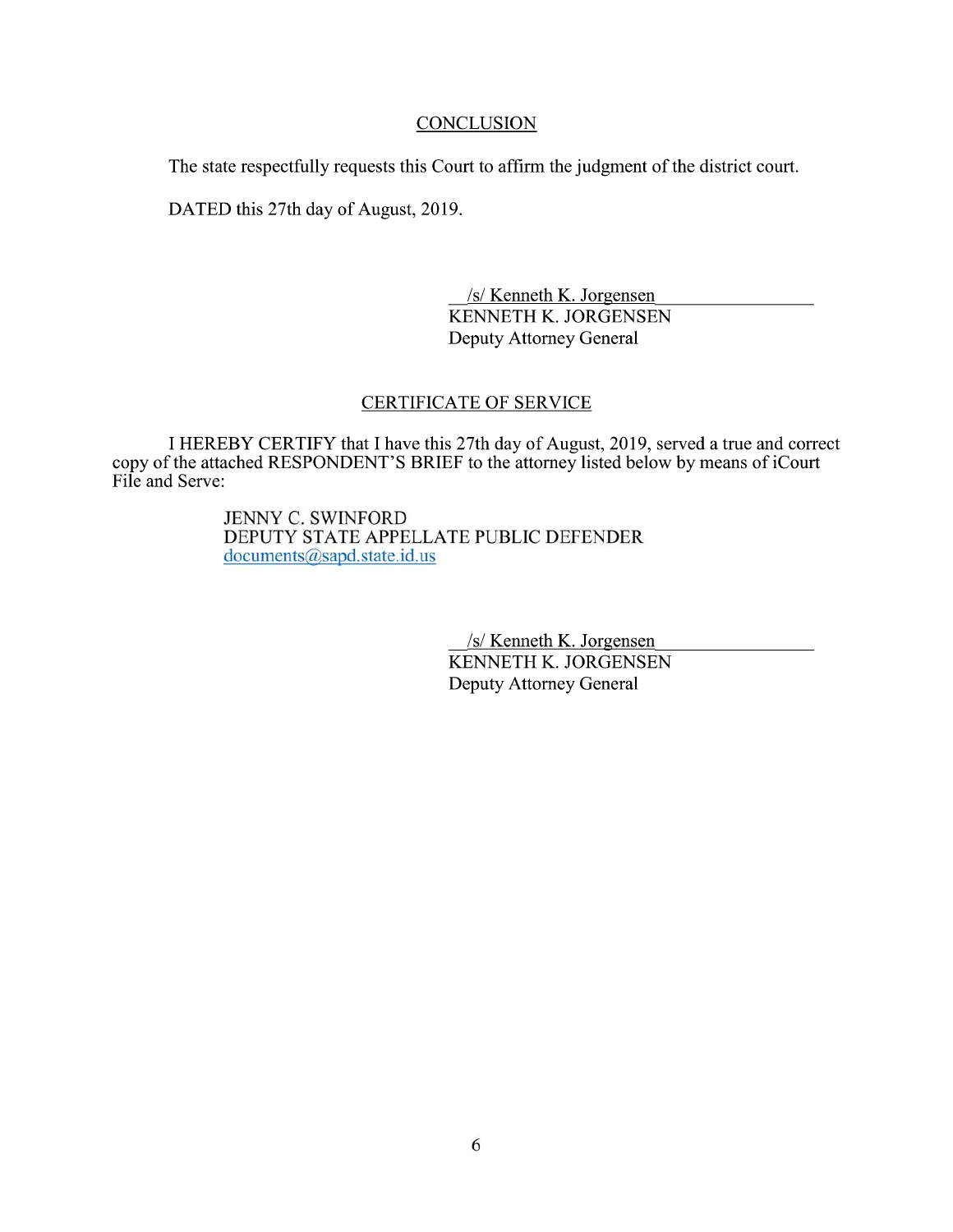## CONCLUSION

The state respectfully requests this Court to affirm the judgment of the district court.

DATED this 27th day of August, 2019.

/s/ Kenneth K. Jorgensen
KENNETH K. JORGENSEN
Deputy Attorney General

## CERTIFICATE OF SERVICE

I HEREBY CERTIFY that I have this 27th day of August, 2019, served a true and correct copy of the attached RESPONDENT'S BRIEF to the attorney listed below by means of iCourt File and Serve:

JENNY C. SWINFORD
DEPUTY STATE APPELLATE PUBLIC DEFENDER
documents@sapd.state.id.us

/s/ Kenneth K. Jorgensen
KENNETH K. JORGENSEN
Deputy Attorney General